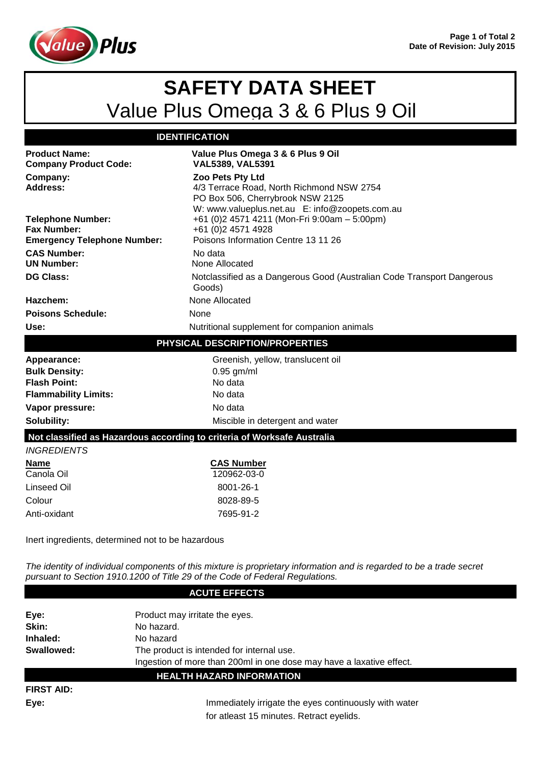# SAFETY DATA SHEET

## Value Plus Omega 3 & 6 Plus 9 Oil

### IDENTIFICATION

| | |
|---|---|
| **Product Name:** | **Value Plus Omega 3 & 6 Plus 9 Oil** |
| **Company Product Code:** | **VAL5389, VAL5391** |
| **Company:** | **Zoo Pets Pty Ltd** |
| **Address:** | 4/3 Terrace Road, North Richmond NSW 2754<br>PO Box 506, Cherrybrook NSW 2125<br>W: www.valueplus.net.au E: info@zoopets.com.au |
| **Telephone Number:** | +61 (0)2 4571 4211 (Mon-Fri 9:00am – 5:00pm) |
| **Fax Number:** | +61 (0)2 4571 4928 |
| **Emergency Telephone Number:** | Poisons Information Centre 13 11 26 |
| **CAS Number:** | No data |
| **UN Number:** | None Allocated |
| **DG Class:** | Notclassified as a Dangerous Good (Australian Code Transport Dangerous Goods) |
| **Hazchem:** | None Allocated |
| **Poisons Schedule:** | None |
| **Use:** | Nutritional supplement for companion animals |

### PHYSICAL DESCRIPTION/PROPERTIES

| | |
|---|---|
| **Appearance:** | Greenish, yellow, translucent oil |
| **Bulk Density:** | 0.95 gm/ml |
| **Flash Point:** | No data |
| **Flammability Limits:** | No data |
| **Vapor pressure:** | No data |
| **Solubility:** | Miscible in detergent and water |

### Not classified as Hazardous according to criteria of Worksafe Australia

*INGREDIENTS*

| Name | CAS Number |
|---|---|
| Canola Oil | 120962-03-0 |
| Linseed Oil | 8001-26-1 |
| Colour | 8028-89-5 |
| Anti-oxidant | 7695-91-2 |

Inert ingredients, determined not to be hazardous

*The identity of individual components of this mixture is proprietary information and is regarded to be a trade secret pursuant to Section 1910.1200 of Title 29 of the Code of Federal Regulations.*

### ACUTE EFFECTS

| | |
|---|---|
| **Eye:** | Product may irritate the eyes. |
| **Skin:** | No hazard. |
| **Inhaled:** | No hazard |
| **Swallowed:** | The product is intended for internal use.<br>Ingestion of more than 200ml in one dose may have a laxative effect. |

### HEALTH HAZARD INFORMATION

**FIRST AID:**

**Eye:** Immediately irrigate the eyes continuously with water for atleast 15 minutes. Retract eyelids.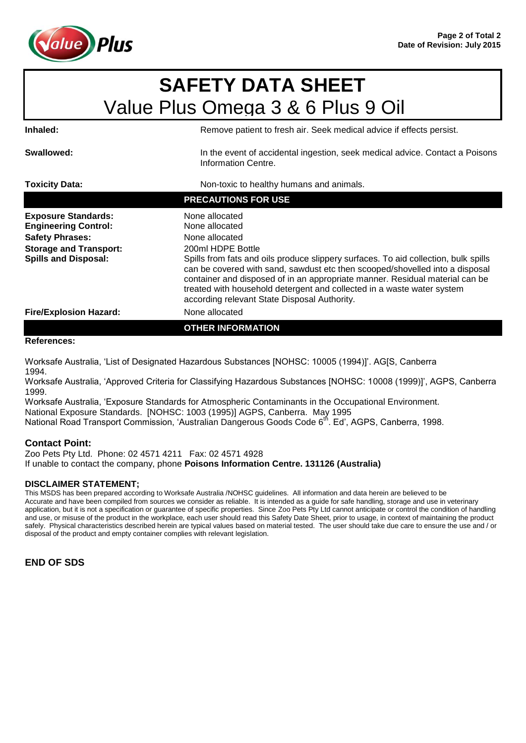# SAFETY DATA SHEET

## Value Plus Omega 3 & 6 Plus 9 Oil

| | |
|---|---|
| **Inhaled:** | Remove patient to fresh air. Seek medical advice if effects persist. |
| **Swallowed:** | In the event of accidental ingestion, seek medical advice. Contact a Poisons Information Centre. |
| **Toxicity Data:** | Non-toxic to healthy humans and animals. |

### PRECAUTIONS FOR USE

| | |
|---|---|
| **Exposure Standards:** | None allocated |
| **Engineering Control:** | None allocated |
| **Safety Phrases:** | None allocated |
| **Storage and Transport:** | 200ml HDPE Bottle |
| **Spills and Disposal:** | Spills from fats and oils produce slippery surfaces. To aid collection, bulk spills can be covered with sand, sawdust etc then scooped/shovelled into a disposal container and disposed of in an appropriate manner. Residual material can be treated with household detergent and collected in a waste water system according relevant State Disposal Authority. |
| **Fire/Explosion Hazard:** | None allocated |

### OTHER INFORMATION

**References:**

Worksafe Australia, 'List of Designated Hazardous Substances [NOHSC: 10005 (1994)]'. AG[S, Canberra 1994.
Worksafe Australia, 'Approved Criteria for Classifying Hazardous Substances [NOHSC: 10008 (1999)]', AGPS, Canberra 1999.
Worksafe Australia, 'Exposure Standards for Atmospheric Contaminants in the Occupational Environment.
National Exposure Standards. [NOHSC: 1003 (1995)] AGPS, Canberra. May 1995
National Road Transport Commission, 'Australian Dangerous Goods Code 6th. Ed', AGPS, Canberra, 1998.

### Contact Point:

Zoo Pets Pty Ltd. Phone: 02 4571 4211 Fax: 02 4571 4928
If unable to contact the company, phone **Poisons Information Centre. 131126 (Australia)**

**DISCLAIMER STATEMENT;**

This MSDS has been prepared according to Worksafe Australia /NOHSC guidelines. All information and data herein are believed to be Accurate and have been compiled from sources we consider as reliable. It is intended as a guide for safe handling, storage and use in veterinary application, but it is not a specification or guarantee of specific properties. Since Zoo Pets Pty Ltd cannot anticipate or control the condition of handling and use, or misuse of the product in the workplace, each user should read this Safety Date Sheet, prior to usage, in context of maintaining the product safely. Physical characteristics described herein are typical values based on material tested. The user should take due care to ensure the use and / or disposal of the product and empty container complies with relevant legislation.

**END OF SDS**